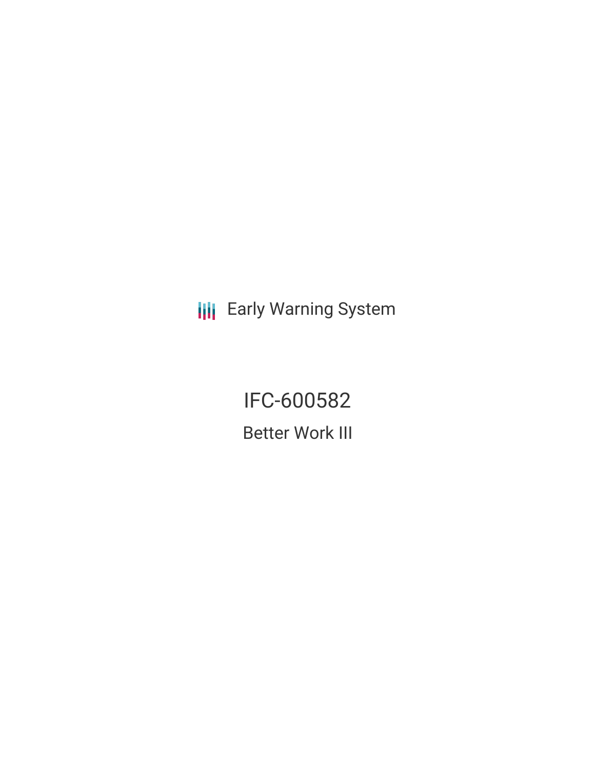Early Warning System

# IFC-600582

## Better Work III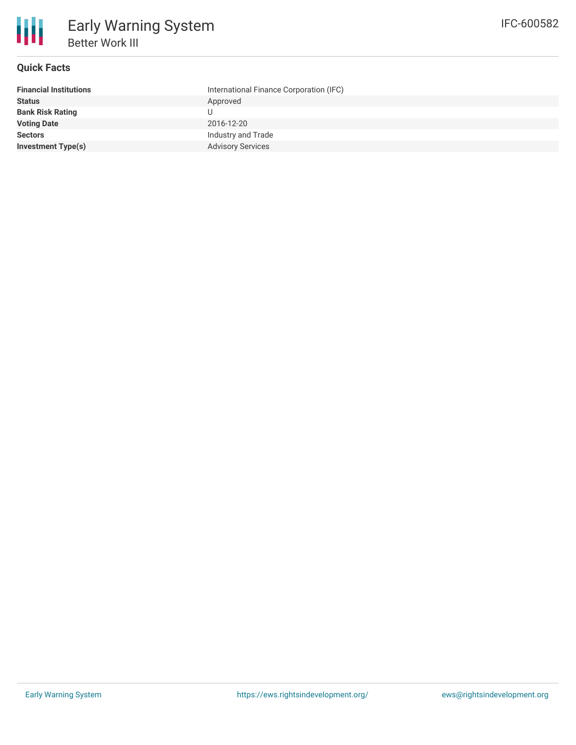# Early Warning System

## Better Work III

IFC-600582

### Quick Facts

| | |
|---|---|
| **Financial Institutions** | International Finance Corporation (IFC) |
| **Status** | Approved |
| **Bank Risk Rating** | U |
| **Voting Date** | 2016-12-20 |
| **Sectors** | Industry and Trade |
| **Investment Type(s)** | Advisory Services |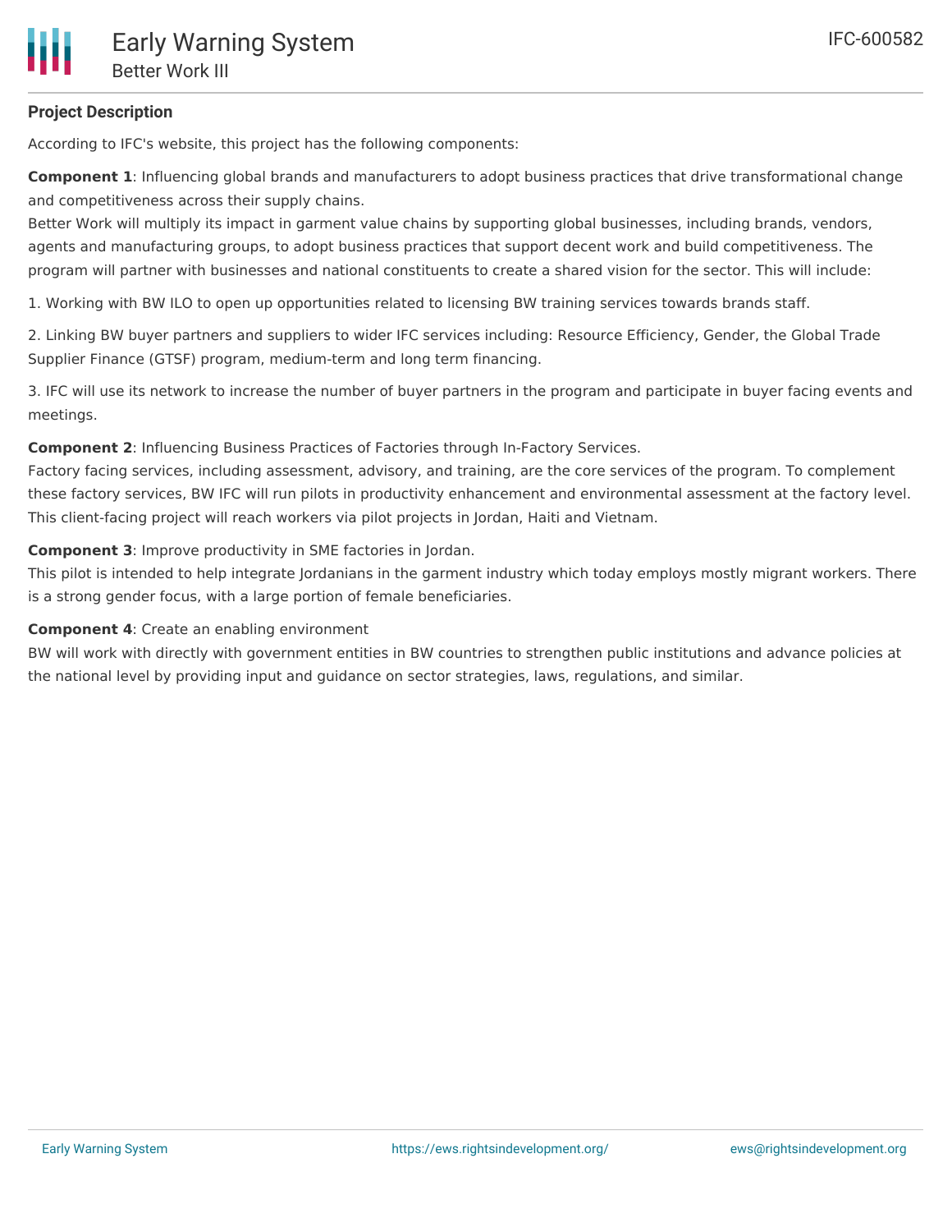**Project Description**

According to IFC's website, this project has the following components:

**Component 1**: Influencing global brands and manufacturers to adopt business practices that drive transformational change and competitiveness across their supply chains.
Better Work will multiply its impact in garment value chains by supporting global businesses, including brands, vendors, agents and manufacturing groups, to adopt business practices that support decent work and build competitiveness. The program will partner with businesses and national constituents to create a shared vision for the sector. This will include:

1. Working with BW ILO to open up opportunities related to licensing BW training services towards brands staff.

2. Linking BW buyer partners and suppliers to wider IFC services including: Resource Efficiency, Gender, the Global Trade Supplier Finance (GTSF) program, medium-term and long term financing.

3. IFC will use its network to increase the number of buyer partners in the program and participate in buyer facing events and meetings.

**Component 2**: Influencing Business Practices of Factories through In-Factory Services.
Factory facing services, including assessment, advisory, and training, are the core services of the program. To complement these factory services, BW IFC will run pilots in productivity enhancement and environmental assessment at the factory level. This client-facing project will reach workers via pilot projects in Jordan, Haiti and Vietnam.

**Component 3**: Improve productivity in SME factories in Jordan.
This pilot is intended to help integrate Jordanians in the garment industry which today employs mostly migrant workers. There is a strong gender focus, with a large portion of female beneficiaries.

**Component 4**: Create an enabling environment
BW will work with directly with government entities in BW countries to strengthen public institutions and advance policies at the national level by providing input and guidance on sector strategies, laws, regulations, and similar.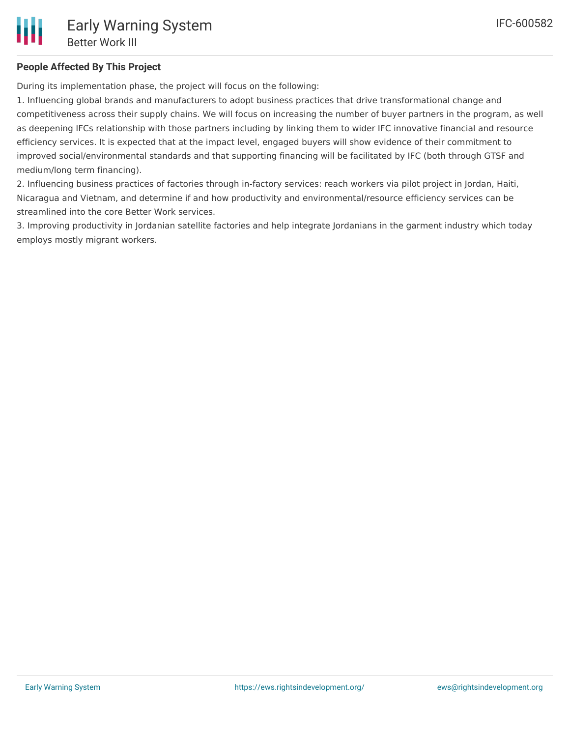## People Affected By This Project

During its implementation phase, the project will focus on the following:

1. Influencing global brands and manufacturers to adopt business practices that drive transformational change and competitiveness across their supply chains. We will focus on increasing the number of buyer partners in the program, as well as deepening IFCs relationship with those partners including by linking them to wider IFC innovative financial and resource efficiency services. It is expected that at the impact level, engaged buyers will show evidence of their commitment to improved social/environmental standards and that supporting financing will be facilitated by IFC (both through GTSF and medium/long term financing).
2. Influencing business practices of factories through in-factory services: reach workers via pilot project in Jordan, Haiti, Nicaragua and Vietnam, and determine if and how productivity and environmental/resource efficiency services can be streamlined into the core Better Work services.
3. Improving productivity in Jordanian satellite factories and help integrate Jordanians in the garment industry which today employs mostly migrant workers.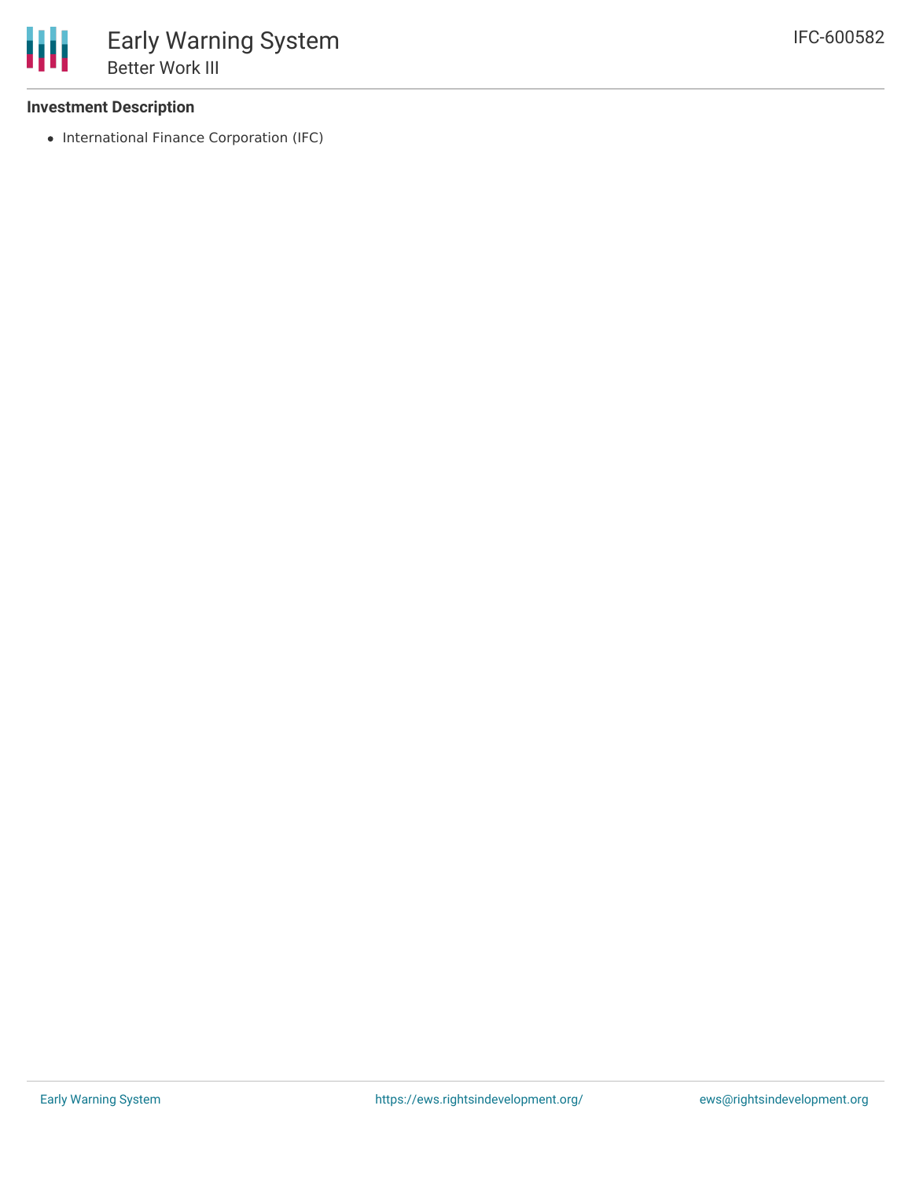**Investment Description**

- International Finance Corporation (IFC)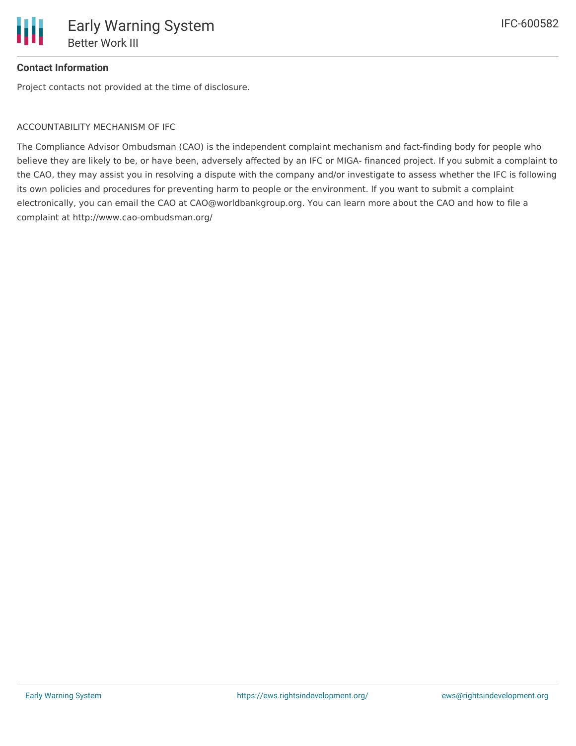**Contact Information**

Project contacts not provided at the time of disclosure.

ACCOUNTABILITY MECHANISM OF IFC

The Compliance Advisor Ombudsman (CAO) is the independent complaint mechanism and fact-finding body for people who believe they are likely to be, or have been, adversely affected by an IFC or MIGA- financed project. If you submit a complaint to the CAO, they may assist you in resolving a dispute with the company and/or investigate to assess whether the IFC is following its own policies and procedures for preventing harm to people or the environment. If you want to submit a complaint electronically, you can email the CAO at CAO@worldbankgroup.org. You can learn more about the CAO and how to file a complaint at http://www.cao-ombudsman.org/